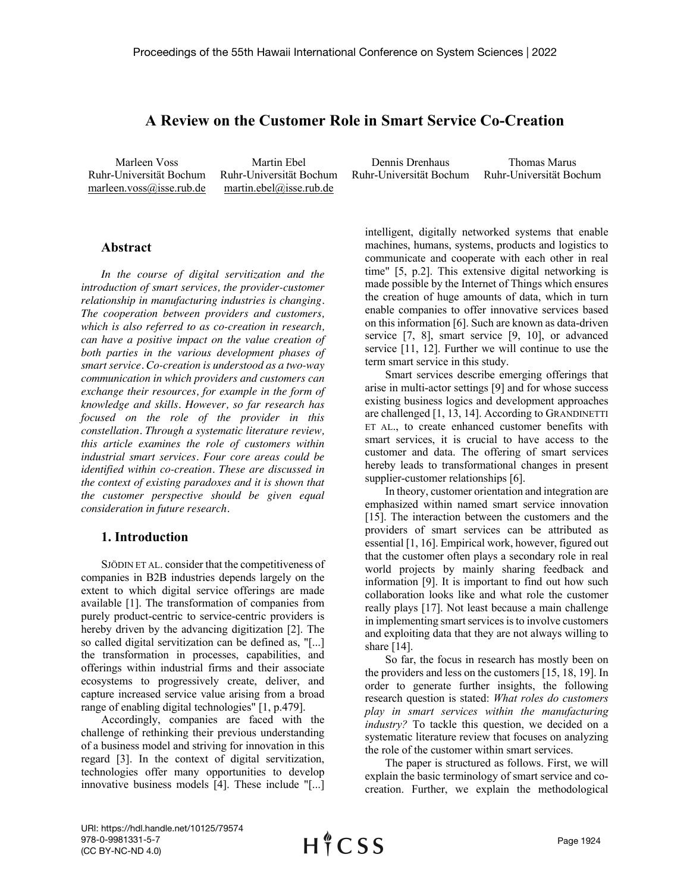# A Review on the Customer Role in Smart Service Co-Creation

Marleen Voss
Ruhr-Universität Bochum
marleen.voss@isse.rub.de

Martin Ebel
Ruhr-Universität Bochum
martin.ebel@isse.rub.de

Dennis Drenhaus
Ruhr-Universität Bochum

Thomas Marus
Ruhr-Universität Bochum

## Abstract

*In the course of digital servitization and the introduction of smart services, the provider-customer relationship in manufacturing industries is changing. The cooperation between providers and customers, which is also referred to as co-creation in research, can have a positive impact on the value creation of both parties in the various development phases of smart service. Co-creation is understood as a two-way communication in which providers and customers can exchange their resources, for example in the form of knowledge and skills. However, so far research has focused on the role of the provider in this constellation. Through a systematic literature review, this article examines the role of customers within industrial smart services. Four core areas could be identified within co-creation. These are discussed in the context of existing paradoxes and it is shown that the customer perspective should be given equal consideration in future research.*

## 1. Introduction

SJÖDIN ET AL. consider that the competitiveness of companies in B2B industries depends largely on the extent to which digital service offerings are made available [1]. The transformation of companies from purely product-centric to service-centric providers is hereby driven by the advancing digitization [2]. The so called digital servitization can be defined as, "[...] the transformation in processes, capabilities, and offerings within industrial firms and their associate ecosystems to progressively create, deliver, and capture increased service value arising from a broad range of enabling digital technologies" [1, p.479].

Accordingly, companies are faced with the challenge of rethinking their previous understanding of a business model and striving for innovation in this regard [3]. In the context of digital servitization, technologies offer many opportunities to develop innovative business models [4]. These include "[...] intelligent, digitally networked systems that enable machines, humans, systems, products and logistics to communicate and cooperate with each other in real time" [5, p.2]. This extensive digital networking is made possible by the Internet of Things which ensures the creation of huge amounts of data, which in turn enable companies to offer innovative services based on this information [6]. Such are known as data-driven service [7, 8], smart service [9, 10], or advanced service [11, 12]. Further we will continue to use the term smart service in this study.

Smart services describe emerging offerings that arise in multi-actor settings [9] and for whose success existing business logics and development approaches are challenged [1, 13, 14]. According to GRANDINETTI ET AL., to create enhanced customer benefits with smart services, it is crucial to have access to the customer and data. The offering of smart services hereby leads to transformational changes in present supplier-customer relationships [6].

In theory, customer orientation and integration are emphasized within named smart service innovation [15]. The interaction between the customers and the providers of smart services can be attributed as essential [1, 16]. Empirical work, however, figured out that the customer often plays a secondary role in real world projects by mainly sharing feedback and information [9]. It is important to find out how such collaboration looks like and what role the customer really plays [17]. Not least because a main challenge in implementing smart services is to involve customers and exploiting data that they are not always willing to share [14].

So far, the focus in research has mostly been on the providers and less on the customers [15, 18, 19]. In order to generate further insights, the following research question is stated: *What roles do customers play in smart services within the manufacturing industry?* To tackle this question, we decided on a systematic literature review that focuses on analyzing the role of the customer within smart services.

The paper is structured as follows. First, we will explain the basic terminology of smart service and co-creation. Further, we explain the methodological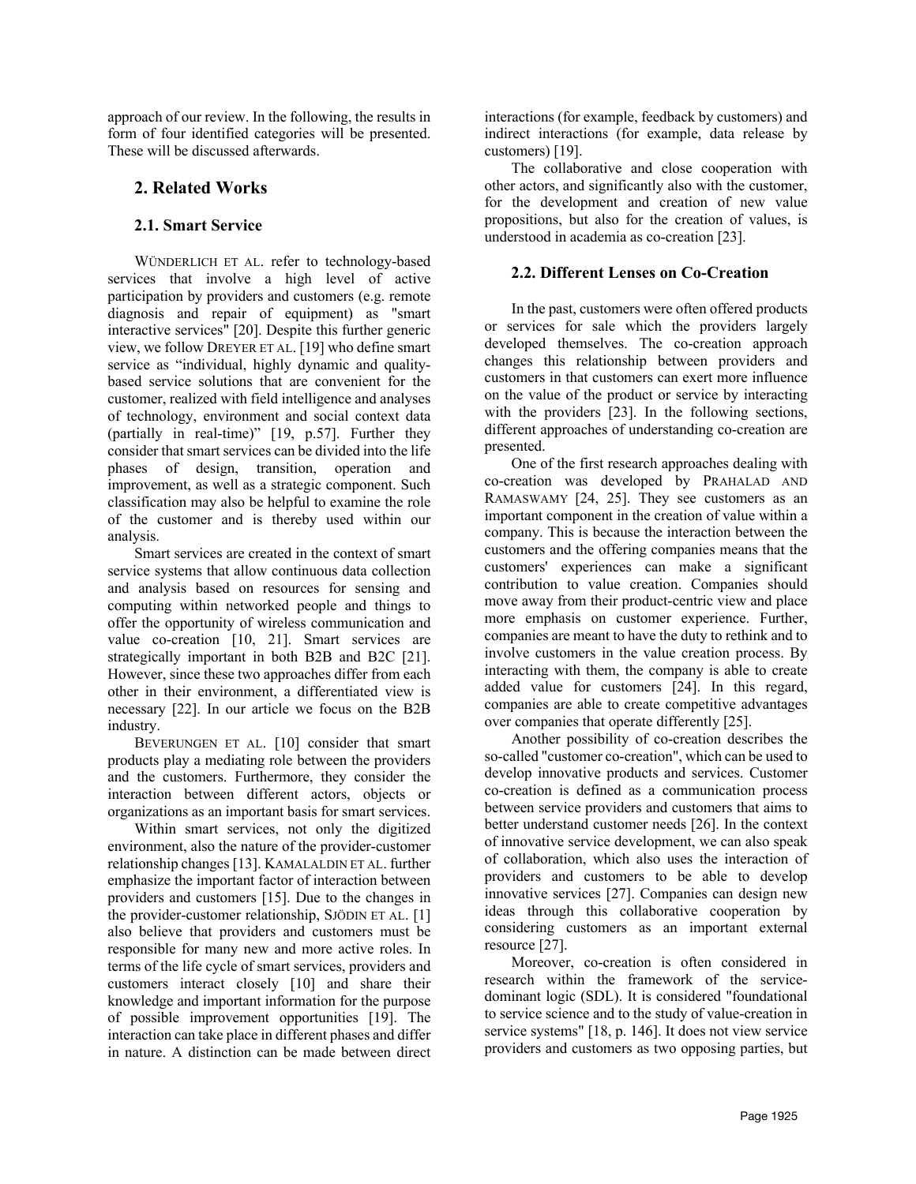approach of our review. In the following, the results in form of four identified categories will be presented. These will be discussed afterwards.

## 2. Related Works

### 2.1. Smart Service

WÜNDERLICH ET AL. refer to technology-based services that involve a high level of active participation by providers and customers (e.g. remote diagnosis and repair of equipment) as "smart interactive services" [20]. Despite this further generic view, we follow DREYER ET AL. [19] who define smart service as "individual, highly dynamic and quality-based service solutions that are convenient for the customer, realized with field intelligence and analyses of technology, environment and social context data (partially in real-time)" [19, p.57]. Further they consider that smart services can be divided into the life phases of design, transition, operation and improvement, as well as a strategic component. Such classification may also be helpful to examine the role of the customer and is thereby used within our analysis.

Smart services are created in the context of smart service systems that allow continuous data collection and analysis based on resources for sensing and computing within networked people and things to offer the opportunity of wireless communication and value co-creation [10, 21]. Smart services are strategically important in both B2B and B2C [21]. However, since these two approaches differ from each other in their environment, a differentiated view is necessary [22]. In our article we focus on the B2B industry.

BEVERUNGEN ET AL. [10] consider that smart products play a mediating role between the providers and the customers. Furthermore, they consider the interaction between different actors, objects or organizations as an important basis for smart services.

Within smart services, not only the digitized environment, also the nature of the provider-customer relationship changes [13]. KAMALALDIN ET AL. further emphasize the important factor of interaction between providers and customers [15]. Due to the changes in the provider-customer relationship, SJÖDIN ET AL. [1] also believe that providers and customers must be responsible for many new and more active roles. In terms of the life cycle of smart services, providers and customers interact closely [10] and share their knowledge and important information for the purpose of possible improvement opportunities [19]. The interaction can take place in different phases and differ in nature. A distinction can be made between direct interactions (for example, feedback by customers) and indirect interactions (for example, data release by customers) [19].

The collaborative and close cooperation with other actors, and significantly also with the customer, for the development and creation of new value propositions, but also for the creation of values, is understood in academia as co-creation [23].

### 2.2. Different Lenses on Co-Creation

In the past, customers were often offered products or services for sale which the providers largely developed themselves. The co-creation approach changes this relationship between providers and customers in that customers can exert more influence on the value of the product or service by interacting with the providers [23]. In the following sections, different approaches of understanding co-creation are presented.

One of the first research approaches dealing with co-creation was developed by PRAHALAD AND RAMASWAMY [24, 25]. They see customers as an important component in the creation of value within a company. This is because the interaction between the customers and the offering companies means that the customers' experiences can make a significant contribution to value creation. Companies should move away from their product-centric view and place more emphasis on customer experience. Further, companies are meant to have the duty to rethink and to involve customers in the value creation process. By interacting with them, the company is able to create added value for customers [24]. In this regard, companies are able to create competitive advantages over companies that operate differently [25].

Another possibility of co-creation describes the so-called "customer co-creation", which can be used to develop innovative products and services. Customer co-creation is defined as a communication process between service providers and customers that aims to better understand customer needs [26]. In the context of innovative service development, we can also speak of collaboration, which also uses the interaction of providers and customers to be able to develop innovative services [27]. Companies can design new ideas through this collaborative cooperation by considering customers as an important external resource [27].

Moreover, co-creation is often considered in research within the framework of the service-dominant logic (SDL). It is considered "foundational to service science and to the study of value-creation in service systems" [18, p. 146]. It does not view service providers and customers as two opposing parties, but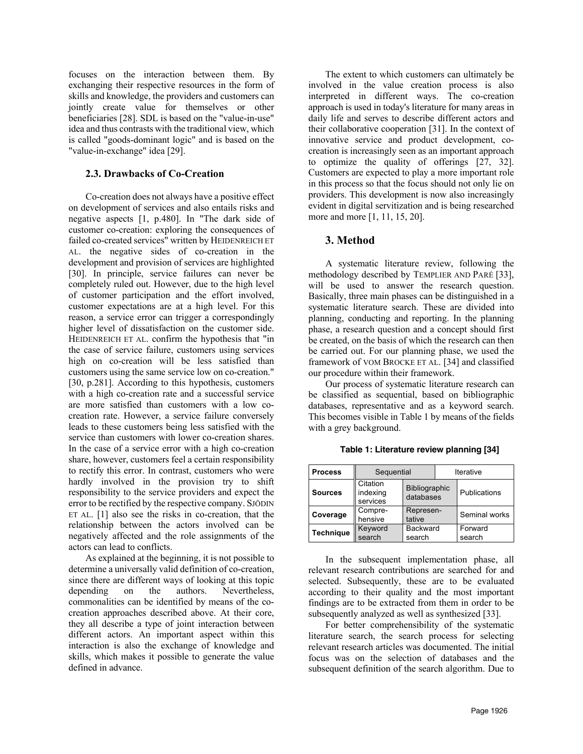focuses on the interaction between them. By exchanging their respective resources in the form of skills and knowledge, the providers and customers can jointly create value for themselves or other beneficiaries [28]. SDL is based on the "value-in-use" idea and thus contrasts with the traditional view, which is called "goods-dominant logic" and is based on the "value-in-exchange" idea [29].

### 2.3. Drawbacks of Co-Creation

Co-creation does not always have a positive effect on development of services and also entails risks and negative aspects [1, p.480]. In "The dark side of customer co-creation: exploring the consequences of failed co-created services" written by HEIDENREICH ET AL. the negative sides of co-creation in the development and provision of services are highlighted [30]. In principle, service failures can never be completely ruled out. However, due to the high level of customer participation and the effort involved, customer expectations are at a high level. For this reason, a service error can trigger a correspondingly higher level of dissatisfaction on the customer side. HEIDENREICH ET AL. confirm the hypothesis that "in the case of service failure, customers using services high on co-creation will be less satisfied than customers using the same service low on co-creation." [30, p.281]. According to this hypothesis, customers with a high co-creation rate and a successful service are more satisfied than customers with a low co-creation rate. However, a service failure conversely leads to these customers being less satisfied with the service than customers with lower co-creation shares. In the case of a service error with a high co-creation share, however, customers feel a certain responsibility to rectify this error. In contrast, customers who were hardly involved in the provision try to shift responsibility to the service providers and expect the error to be rectified by the respective company. SJÖDIN ET AL. [1] also see the risks in co-creation, that the relationship between the actors involved can be negatively affected and the role assignments of the actors can lead to conflicts.

As explained at the beginning, it is not possible to determine a universally valid definition of co-creation, since there are different ways of looking at this topic depending on the authors. Nevertheless, commonalities can be identified by means of the co-creation approaches described above. At their core, they all describe a type of joint interaction between different actors. An important aspect within this interaction is also the exchange of knowledge and skills, which makes it possible to generate the value defined in advance.

The extent to which customers can ultimately be involved in the value creation process is also interpreted in different ways. The co-creation approach is used in today's literature for many areas in daily life and serves to describe different actors and their collaborative cooperation [31]. In the context of innovative service and product development, co-creation is increasingly seen as an important approach to optimize the quality of offerings [27, 32]. Customers are expected to play a more important role in this process so that the focus should not only lie on providers. This development is now also increasingly evident in digital servitization and is being researched more and more [1, 11, 15, 20].

## 3. Method

A systematic literature review, following the methodology described by TEMPLIER AND PARÉ [33], will be used to answer the research question. Basically, three main phases can be distinguished in a systematic literature search. These are divided into planning, conducting and reporting. In the planning phase, a research question and a concept should first be created, on the basis of which the research can then be carried out. For our planning phase, we used the framework of VOM BROCKE ET AL. [34] and classified our procedure within their framework.

Our process of systematic literature research can be classified as sequential, based on bibliographic databases, representative and as a keyword search. This becomes visible in Table 1 by means of the fields with a grey background.

**Table 1: Literature review planning [34]**

| **Process** | Sequential | | Iterative |
|---|---|---|---|
| **Sources** | Citation indexing services | Bibliographic databases | Publications |
| **Coverage** | Compre-hensive | Represen-tative | Seminal works |
| **Technique** | Keyword search | Backward search | Forward search |

In the subsequent implementation phase, all relevant research contributions are searched for and selected. Subsequently, these are to be evaluated according to their quality and the most important findings are to be extracted from them in order to be subsequently analyzed as well as synthesized [33].

For better comprehensibility of the systematic literature search, the search process for selecting relevant research articles was documented. The initial focus was on the selection of databases and the subsequent definition of the search algorithm. Due to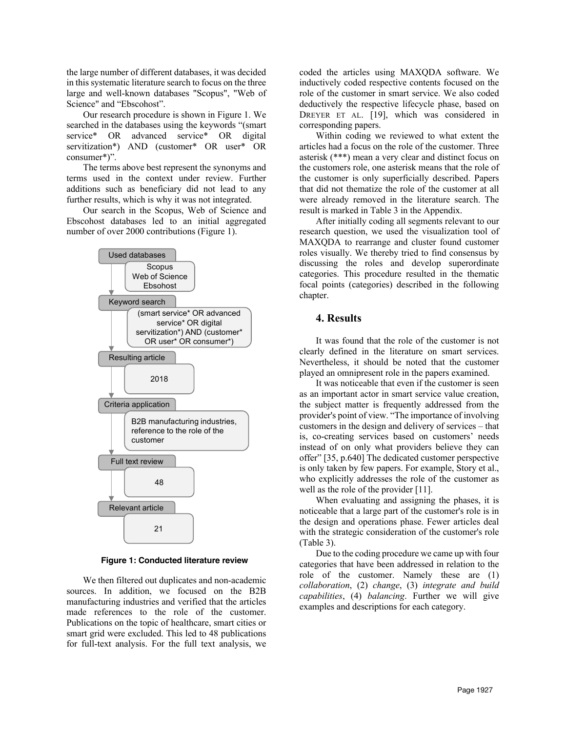the large number of different databases, it was decided in this systematic literature search to focus on the three large and well-known databases "Scopus", "Web of Science" and “Ebscohost”.

Our research procedure is shown in Figure 1. We searched in the databases using the keywords “(smart service* OR advanced service* OR digital servitization*) AND (customer* OR user* OR consumer*)”.

The terms above best represent the synonyms and terms used in the context under review. Further additions such as beneficiary did not lead to any further results, which is why it was not integrated.

Our search in the Scopus, Web of Science and Ebscohost databases led to an initial aggregated number of over 2000 contributions (Figure 1).

Used databases
Scopus
Web of Science
Ebsohost

Keyword search
(smart service* OR advanced service* OR digital servitization*) AND (customer* OR user* OR consumer*)

Resulting article
2018

Criteria application
B2B manufacturing industries, reference to the role of the customer

Full text review
48

Relevant article
21

**Figure 1: Conducted literature review**

We then filtered out duplicates and non-academic sources. In addition, we focused on the B2B manufacturing industries and verified that the articles made references to the role of the customer. Publications on the topic of healthcare, smart cities or smart grid were excluded. This led to 48 publications for full-text analysis. For the full text analysis, we coded the articles using MAXQDA software. We inductively coded respective contents focused on the role of the customer in smart service. We also coded deductively the respective lifecycle phase, based on DREYER ET AL. [19], which was considered in corresponding papers.

Within coding we reviewed to what extent the articles had a focus on the role of the customer. Three asterisk (***) mean a very clear and distinct focus on the customers role, one asterisk means that the role of the customer is only superficially described. Papers that did not thematize the role of the customer at all were already removed in the literature search. The result is marked in Table 3 in the Appendix.

After initially coding all segments relevant to our research question, we used the visualization tool of MAXQDA to rearrange and cluster found customer roles visually. We thereby tried to find consensus by discussing the roles and develop superordinate categories. This procedure resulted in the thematic focal points (categories) described in the following chapter.

## 4. Results

It was found that the role of the customer is not clearly defined in the literature on smart services. Nevertheless, it should be noted that the customer played an omnipresent role in the papers examined.

It was noticeable that even if the customer is seen as an important actor in smart service value creation, the subject matter is frequently addressed from the provider's point of view. “The importance of involving customers in the design and delivery of services – that is, co-creating services based on customers’ needs instead of on only what providers believe they can offer” [35, p.640] The dedicated customer perspective is only taken by few papers. For example, Story et al., who explicitly addresses the role of the customer as well as the role of the provider [11].

When evaluating and assigning the phases, it is noticeable that a large part of the customer's role is in the design and operations phase. Fewer articles deal with the strategic consideration of the customer's role (Table 3).

Due to the coding procedure we came up with four categories that have been addressed in relation to the role of the customer. Namely these are (1) *collaboration*, (2) *change*, (3) *integrate and build capabilities*, (4) *balancing*. Further we will give examples and descriptions for each category.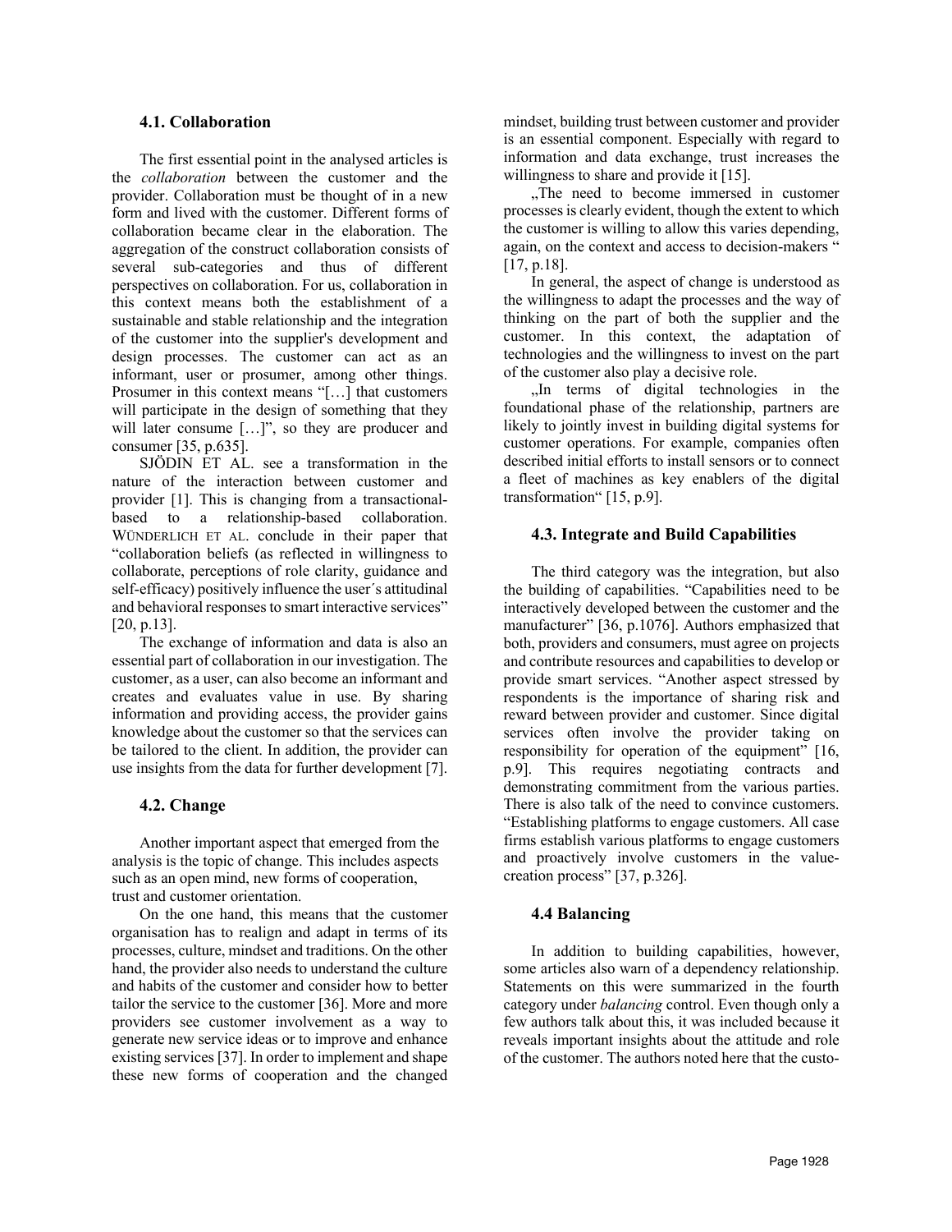### 4.1. Collaboration

The first essential point in the analysed articles is the *collaboration* between the customer and the provider. Collaboration must be thought of in a new form and lived with the customer. Different forms of collaboration became clear in the elaboration. The aggregation of the construct collaboration consists of several sub-categories and thus of different perspectives on collaboration. For us, collaboration in this context means both the establishment of a sustainable and stable relationship and the integration of the customer into the supplier's development and design processes. The customer can act as an informant, user or prosumer, among other things. Prosumer in this context means "[…] that customers will participate in the design of something that they will later consume […]", so they are producer and consumer [35, p.635].

SJÖDIN ET AL. see a transformation in the nature of the interaction between customer and provider [1]. This is changing from a transactional-based to a relationship-based collaboration. WÜNDERLICH ET AL. conclude in their paper that "collaboration beliefs (as reflected in willingness to collaborate, perceptions of role clarity, guidance and self-efficacy) positively influence the user´s attitudinal and behavioral responses to smart interactive services" [20, p.13].

The exchange of information and data is also an essential part of collaboration in our investigation. The customer, as a user, can also become an informant and creates and evaluates value in use. By sharing information and providing access, the provider gains knowledge about the customer so that the services can be tailored to the client. In addition, the provider can use insights from the data for further development [7].

### 4.2. Change

Another important aspect that emerged from the analysis is the topic of change. This includes aspects such as an open mind, new forms of cooperation, trust and customer orientation.

On the one hand, this means that the customer organisation has to realign and adapt in terms of its processes, culture, mindset and traditions. On the other hand, the provider also needs to understand the culture and habits of the customer and consider how to better tailor the service to the customer [36]. More and more providers see customer involvement as a way to generate new service ideas or to improve and enhance existing services [37]. In order to implement and shape these new forms of cooperation and the changed mindset, building trust between customer and provider is an essential component. Especially with regard to information and data exchange, trust increases the willingness to share and provide it [15].

„The need to become immersed in customer processes is clearly evident, though the extent to which the customer is willing to allow this varies depending, again, on the context and access to decision-makers " [17, p.18].

In general, the aspect of change is understood as the willingness to adapt the processes and the way of thinking on the part of both the supplier and the customer. In this context, the adaptation of technologies and the willingness to invest on the part of the customer also play a decisive role.

„In terms of digital technologies in the foundational phase of the relationship, partners are likely to jointly invest in building digital systems for customer operations. For example, companies often described initial efforts to install sensors or to connect a fleet of machines as key enablers of the digital transformation" [15, p.9].

### 4.3. Integrate and Build Capabilities

The third category was the integration, but also the building of capabilities. "Capabilities need to be interactively developed between the customer and the manufacturer" [36, p.1076]. Authors emphasized that both, providers and consumers, must agree on projects and contribute resources and capabilities to develop or provide smart services. "Another aspect stressed by respondents is the importance of sharing risk and reward between provider and customer. Since digital services often involve the provider taking on responsibility for operation of the equipment" [16, p.9]. This requires negotiating contracts and demonstrating commitment from the various parties. There is also talk of the need to convince customers. "Establishing platforms to engage customers. All case firms establish various platforms to engage customers and proactively involve customers in the value-creation process" [37, p.326].

### 4.4 Balancing

In addition to building capabilities, however, some articles also warn of a dependency relationship. Statements on this were summarized in the fourth category under *balancing* control. Even though only a few authors talk about this, it was included because it reveals important insights about the attitude and role of the customer. The authors noted here that the custo-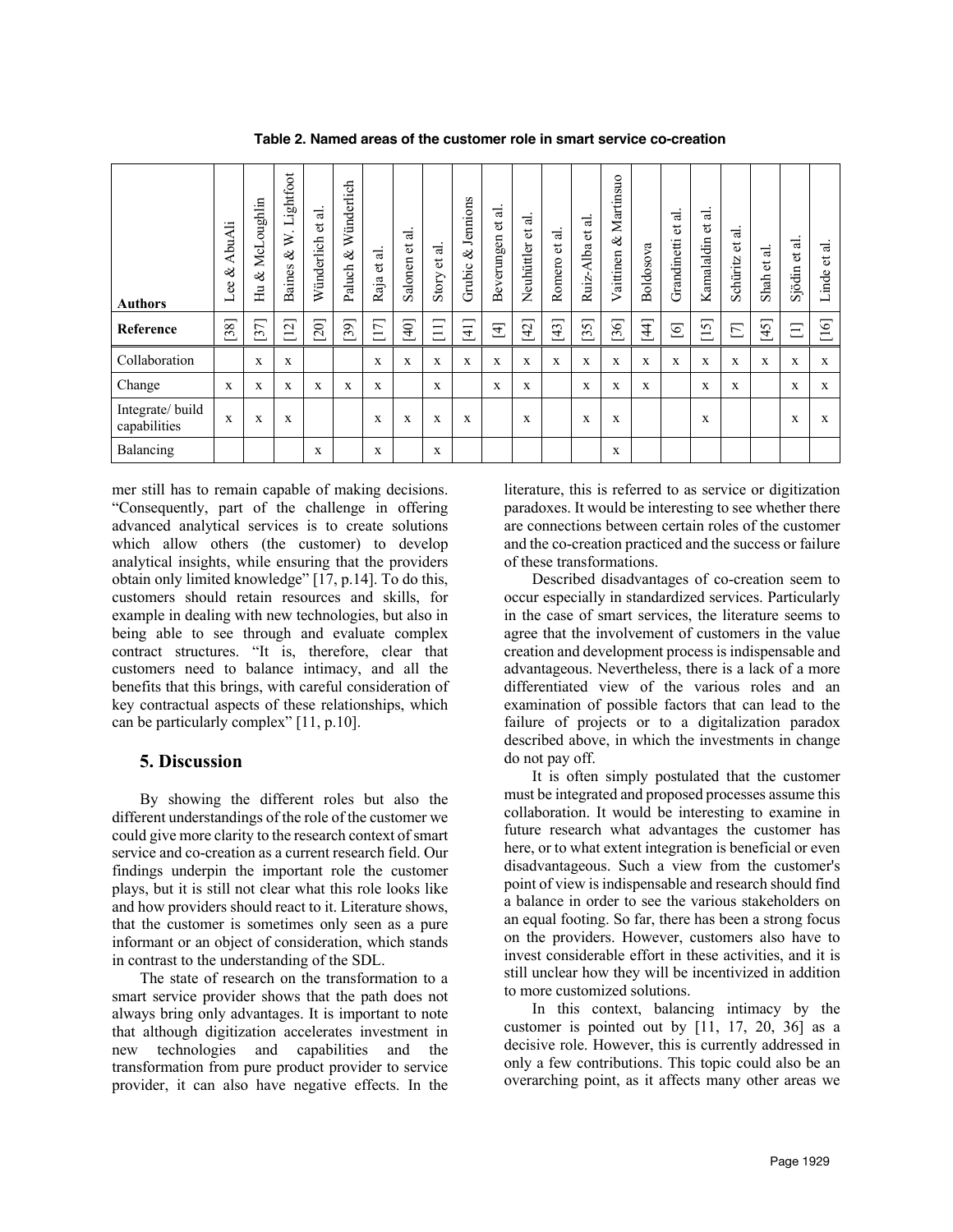**Table 2. Named areas of the customer role in smart service co-creation**

| Authors | Lee & AbuAli | Hu & McLoughlin | Baines & W. Lightfoot | Wünderlich et al. | Paluch & Wünderlich | Raja et al. | Salonen et al. | Story et al. | Grubic & Jennions | Beverungen et al. | Neuhüttler et al. | Romero et al. | Ruiz-Alba et al. | Vaittinen & Martinsuo | Boldosova | Grandinetti et al. | Kamalaldin et al. | Schüritz et al. | Shah et al. | Sjödin et al. | Linde et al. |
|---|---|---|---|---|---|---|---|---|---|---|---|---|---|---|---|---|---|---|---|---|---|
| **Reference** | [38] | [37] | [12] | [20] | [39] | [17] | [40] | [11] | [41] | [4] | [42] | [43] | [35] | [36] | [44] | [6] | [15] | [7] | [45] | [1] | [16] |
| Collaboration | | x | x | | | x | x | x | x | x | x | x | x | x | x | x | x | x | x | x | x |
| Change | x | x | x | x | x | x | | x | | x | x | | x | x | x | | x | x | | x | x |
| Integrate/ build capabilities | x | x | x | | | x | x | x | x | | x | | x | x | | | x | | | x | x |
| Balancing | | | | x | | x | | x | | | | | | x | | | | | | | |

mer still has to remain capable of making decisions. "Consequently, part of the challenge in offering advanced analytical services is to create solutions which allow others (the customer) to develop analytical insights, while ensuring that the providers obtain only limited knowledge" [17, p.14]. To do this, customers should retain resources and skills, for example in dealing with new technologies, but also in being able to see through and evaluate complex contract structures. "It is, therefore, clear that customers need to balance intimacy, and all the benefits that this brings, with careful consideration of key contractual aspects of these relationships, which can be particularly complex" [11, p.10].

## 5. Discussion

By showing the different roles but also the different understandings of the role of the customer we could give more clarity to the research context of smart service and co-creation as a current research field. Our findings underpin the important role the customer plays, but it is still not clear what this role looks like and how providers should react to it. Literature shows, that the customer is sometimes only seen as a pure informant or an object of consideration, which stands in contrast to the understanding of the SDL.

The state of research on the transformation to a smart service provider shows that the path does not always bring only advantages. It is important to note that although digitization accelerates investment in new technologies and capabilities and the transformation from pure product provider to service provider, it can also have negative effects. In the literature, this is referred to as service or digitization paradoxes. It would be interesting to see whether there are connections between certain roles of the customer and the co-creation practiced and the success or failure of these transformations.

Described disadvantages of co-creation seem to occur especially in standardized services. Particularly in the case of smart services, the literature seems to agree that the involvement of customers in the value creation and development process is indispensable and advantageous. Nevertheless, there is a lack of a more differentiated view of the various roles and an examination of possible factors that can lead to the failure of projects or to a digitalization paradox described above, in which the investments in change do not pay off.

It is often simply postulated that the customer must be integrated and proposed processes assume this collaboration. It would be interesting to examine in future research what advantages the customer has here, or to what extent integration is beneficial or even disadvantageous. Such a view from the customer's point of view is indispensable and research should find a balance in order to see the various stakeholders on an equal footing. So far, there has been a strong focus on the providers. However, customers also have to invest considerable effort in these activities, and it is still unclear how they will be incentivized in addition to more customized solutions.

In this context, balancing intimacy by the customer is pointed out by [11, 17, 20, 36] as a decisive role. However, this is currently addressed in only a few contributions. This topic could also be an overarching point, as it affects many other areas we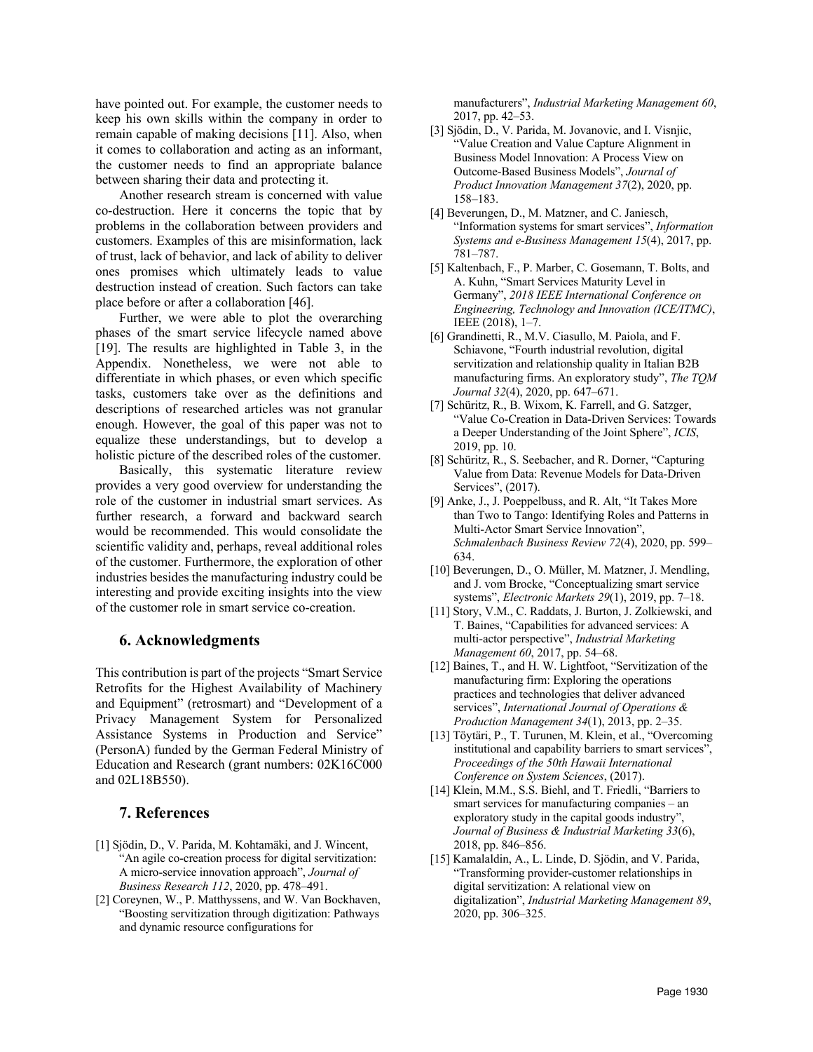have pointed out. For example, the customer needs to keep his own skills within the company in order to remain capable of making decisions [11]. Also, when it comes to collaboration and acting as an informant, the customer needs to find an appropriate balance between sharing their data and protecting it.

Another research stream is concerned with value co-destruction. Here it concerns the topic that by problems in the collaboration between providers and customers. Examples of this are misinformation, lack of trust, lack of behavior, and lack of ability to deliver ones promises which ultimately leads to value destruction instead of creation. Such factors can take place before or after a collaboration [46].

Further, we were able to plot the overarching phases of the smart service lifecycle named above [19]. The results are highlighted in Table 3, in the Appendix. Nonetheless, we were not able to differentiate in which phases, or even which specific tasks, customers take over as the definitions and descriptions of researched articles was not granular enough. However, the goal of this paper was not to equalize these understandings, but to develop a holistic picture of the described roles of the customer.

Basically, this systematic literature review provides a very good overview for understanding the role of the customer in industrial smart services. As further research, a forward and backward search would be recommended. This would consolidate the scientific validity and, perhaps, reveal additional roles of the customer. Furthermore, the exploration of other industries besides the manufacturing industry could be interesting and provide exciting insights into the view of the customer role in smart service co-creation.

## 6. Acknowledgments

This contribution is part of the projects "Smart Service Retrofits for the Highest Availability of Machinery and Equipment" (retrosmart) and "Development of a Privacy Management System for Personalized Assistance Systems in Production and Service" (PersonA) funded by the German Federal Ministry of Education and Research (grant numbers: 02K16C000 and 02L18B550).

## 7. References

[1] Sjödin, D., V. Parida, M. Kohtamäki, and J. Wincent, "An agile co-creation process for digital servitization: A micro-service innovation approach", *Journal of Business Research 112*, 2020, pp. 478–491.

[2] Coreynen, W., P. Matthyssens, and W. Van Bockhaven, "Boosting servitization through digitization: Pathways and dynamic resource configurations for manufacturers", *Industrial Marketing Management 60*, 2017, pp. 42–53.

[3] Sjödin, D., V. Parida, M. Jovanovic, and I. Visnjic, "Value Creation and Value Capture Alignment in Business Model Innovation: A Process View on Outcome-Based Business Models", *Journal of Product Innovation Management 37*(2), 2020, pp. 158–183.

[4] Beverungen, D., M. Matzner, and C. Janiesch, "Information systems for smart services", *Information Systems and e-Business Management 15*(4), 2017, pp. 781–787.

[5] Kaltenbach, F., P. Marber, C. Gosemann, T. Bolts, and A. Kuhn, "Smart Services Maturity Level in Germany", *2018 IEEE International Conference on Engineering, Technology and Innovation (ICE/ITMC)*, IEEE (2018), 1–7.

[6] Grandinetti, R., M.V. Ciasullo, M. Paiola, and F. Schiavone, "Fourth industrial revolution, digital servitization and relationship quality in Italian B2B manufacturing firms. An exploratory study", *The TQM Journal 32*(4), 2020, pp. 647–671.

[7] Schüritz, R., B. Wixom, K. Farrell, and G. Satzger, "Value Co-Creation in Data-Driven Services: Towards a Deeper Understanding of the Joint Sphere", *ICIS*, 2019, pp. 10.

[8] Schüritz, R., S. Seebacher, and R. Dorner, "Capturing Value from Data: Revenue Models for Data-Driven Services", (2017).

[9] Anke, J., J. Poeppelbuss, and R. Alt, "It Takes More than Two to Tango: Identifying Roles and Patterns in Multi-Actor Smart Service Innovation", *Schmalenbach Business Review 72*(4), 2020, pp. 599–634.

[10] Beverungen, D., O. Müller, M. Matzner, J. Mendling, and J. vom Brocke, "Conceptualizing smart service systems", *Electronic Markets 29*(1), 2019, pp. 7–18.

[11] Story, V.M., C. Raddats, J. Burton, J. Zolkiewski, and T. Baines, "Capabilities for advanced services: A multi-actor perspective", *Industrial Marketing Management 60*, 2017, pp. 54–68.

[12] Baines, T., and H. W. Lightfoot, "Servitization of the manufacturing firm: Exploring the operations practices and technologies that deliver advanced services", *International Journal of Operations & Production Management 34*(1), 2013, pp. 2–35.

[13] Töytäri, P., T. Turunen, M. Klein, et al., "Overcoming institutional and capability barriers to smart services", *Proceedings of the 50th Hawaii International Conference on System Sciences*, (2017).

[14] Klein, M.M., S.S. Biehl, and T. Friedli, "Barriers to smart services for manufacturing companies – an exploratory study in the capital goods industry", *Journal of Business & Industrial Marketing 33*(6), 2018, pp. 846–856.

[15] Kamalaldin, A., L. Linde, D. Sjödin, and V. Parida, "Transforming provider-customer relationships in digital servitization: A relational view on digitalization", *Industrial Marketing Management 89*, 2020, pp. 306–325.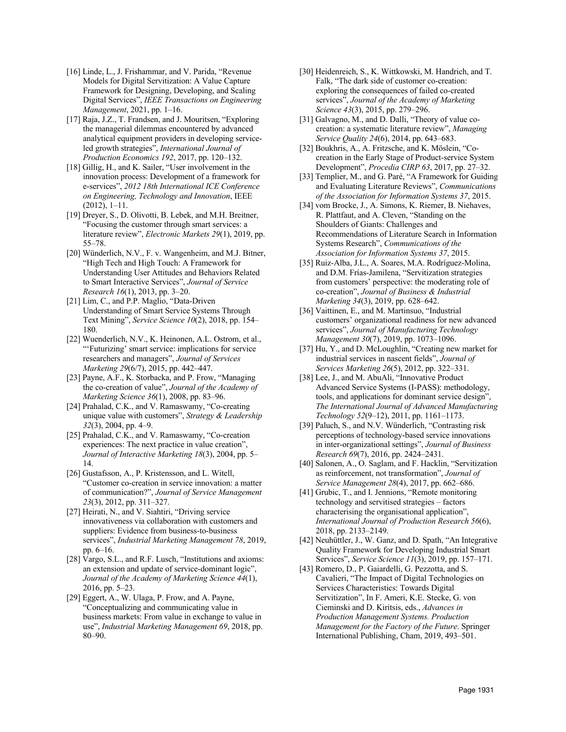[16] Linde, L., J. Frishammar, and V. Parida, "Revenue Models for Digital Servitization: A Value Capture Framework for Designing, Developing, and Scaling Digital Services", *IEEE Transactions on Engineering Management*, 2021, pp. 1–16.

[17] Raja, J.Z., T. Frandsen, and J. Mouritsen, "Exploring the managerial dilemmas encountered by advanced analytical equipment providers in developing service-led growth strategies", *International Journal of Production Economics 192*, 2017, pp. 120–132.

[18] Gillig, H., and K. Sailer, "User involvement in the innovation process: Development of a framework for e-services", *2012 18th International ICE Conference on Engineering, Technology and Innovation*, IEEE (2012), 1–11.

[19] Dreyer, S., D. Olivotti, B. Lebek, and M.H. Breitner, "Focusing the customer through smart services: a literature review", *Electronic Markets 29*(1), 2019, pp. 55–78.

[20] Wünderlich, N.V., F. v. Wangenheim, and M.J. Bitner, "High Tech and High Touch: A Framework for Understanding User Attitudes and Behaviors Related to Smart Interactive Services", *Journal of Service Research 16*(1), 2013, pp. 3–20.

[21] Lim, C., and P.P. Maglio, "Data-Driven Understanding of Smart Service Systems Through Text Mining", *Service Science 10*(2), 2018, pp. 154–180.

[22] Wuenderlich, N.V., K. Heinonen, A.L. Ostrom, et al., "'Futurizing' smart service: implications for service researchers and managers", *Journal of Services Marketing 29*(6/7), 2015, pp. 442–447.

[23] Payne, A.F., K. Storbacka, and P. Frow, "Managing the co-creation of value", *Journal of the Academy of Marketing Science 36*(1), 2008, pp. 83–96.

[24] Prahalad, C.K., and V. Ramaswamy, "Co-creating unique value with customers", *Strategy & Leadership 32*(3), 2004, pp. 4–9.

[25] Prahalad, C.K., and V. Ramaswamy, "Co-creation experiences: The next practice in value creation", *Journal of Interactive Marketing 18*(3), 2004, pp. 5–14.

[26] Gustafsson, A., P. Kristensson, and L. Witell, "Customer co-creation in service innovation: a matter of communication?", *Journal of Service Management 23*(3), 2012, pp. 311–327.

[27] Heirati, N., and V. Siahtiri, "Driving service innovativeness via collaboration with customers and suppliers: Evidence from business-to-business services", *Industrial Marketing Management 78*, 2019, pp. 6–16.

[28] Vargo, S.L., and R.F. Lusch, "Institutions and axioms: an extension and update of service-dominant logic", *Journal of the Academy of Marketing Science 44*(1), 2016, pp. 5–23.

[29] Eggert, A., W. Ulaga, P. Frow, and A. Payne, "Conceptualizing and communicating value in business markets: From value in exchange to value in use", *Industrial Marketing Management 69*, 2018, pp. 80–90.

[30] Heidenreich, S., K. Wittkowski, M. Handrich, and T. Falk, "The dark side of customer co-creation: exploring the consequences of failed co-created services", *Journal of the Academy of Marketing Science 43*(3), 2015, pp. 279–296.

[31] Galvagno, M., and D. Dalli, "Theory of value co-creation: a systematic literature review", *Managing Service Quality 24*(6), 2014, pp. 643–683.

[32] Boukhris, A., A. Fritzsche, and K. Möslein, "Co-creation in the Early Stage of Product-service System Development", *Procedia CIRP 63*, 2017, pp. 27–32.

[33] Templier, M., and G. Paré, "A Framework for Guiding and Evaluating Literature Reviews", *Communications of the Association for Information Systems 37*, 2015.

[34] vom Brocke, J., A. Simons, K. Riemer, B. Niehaves, R. Plattfaut, and A. Cleven, "Standing on the Shoulders of Giants: Challenges and Recommendations of Literature Search in Information Systems Research", *Communications of the Association for Information Systems 37*, 2015.

[35] Ruiz-Alba, J.L., A. Soares, M.A. Rodríguez-Molina, and D.M. Frías-Jamilena, "Servitization strategies from customers' perspective: the moderating role of co-creation", *Journal of Business & Industrial Marketing 34*(3), 2019, pp. 628–642.

[36] Vaittinen, E., and M. Martinsuo, "Industrial customers' organizational readiness for new advanced services", *Journal of Manufacturing Technology Management 30*(7), 2019, pp. 1073–1096.

[37] Hu, Y., and D. McLoughlin, "Creating new market for industrial services in nascent fields", *Journal of Services Marketing 26*(5), 2012, pp. 322–331.

[38] Lee, J., and M. AbuAli, "Innovative Product Advanced Service Systems (I-PASS): methodology, tools, and applications for dominant service design", *The International Journal of Advanced Manufacturing Technology 52*(9–12), 2011, pp. 1161–1173.

[39] Paluch, S., and N.V. Wünderlich, "Contrasting risk perceptions of technology-based service innovations in inter-organizational settings", *Journal of Business Research 69*(7), 2016, pp. 2424–2431.

[40] Salonen, A., O. Saglam, and F. Hacklin, "Servitization as reinforcement, not transformation", *Journal of Service Management 28*(4), 2017, pp. 662–686.

[41] Grubic, T., and I. Jennions, "Remote monitoring technology and servitised strategies – factors characterising the organisational application", *International Journal of Production Research 56*(6), 2018, pp. 2133–2149.

[42] Neuhüttler, J., W. Ganz, and D. Spath, "An Integrative Quality Framework for Developing Industrial Smart Services", *Service Science 11*(3), 2019, pp. 157–171.

[43] Romero, D., P. Gaiardelli, G. Pezzotta, and S. Cavalieri, "The Impact of Digital Technologies on Services Characteristics: Towards Digital Servitization", In F. Ameri, K.E. Stecke, G. von Cieminski and D. Kiritsis, eds., *Advances in Production Management Systems. Production Management for the Factory of the Future*. Springer International Publishing, Cham, 2019, 493–501.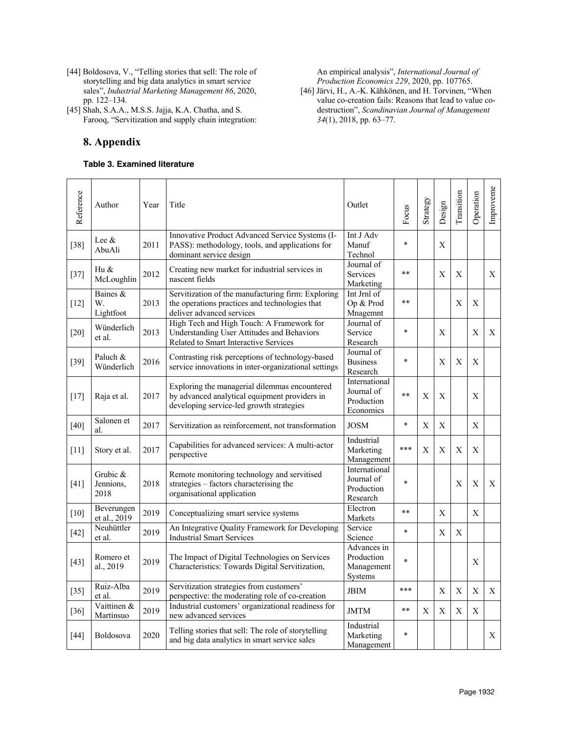[44] Boldosova, V., "Telling stories that sell: The role of storytelling and big data analytics in smart service sales", *Industrial Marketing Management 86*, 2020, pp. 122–134.

[45] Shah, S.A.A., M.S.S. Jajja, K.A. Chatha, and S. Farooq, "Servitization and supply chain integration: An empirical analysis", *International Journal of Production Economics 229*, 2020, pp. 107765.

[46] Järvi, H., A.-K. Kähkönen, and H. Torvinen, "When value co-creation fails: Reasons that lead to value co-destruction", *Scandinavian Journal of Management 34*(1), 2018, pp. 63–77.

# 8. Appendix

**Table 3. Examined literature**

| Reference | Author | Year | Title | Outlet | Focus | Strategy | Design | Transition | Operation | Improveme |
|---|---|---|---|---|---|---|---|---|---|---|
| [38] | Lee & AbuAli | 2011 | Innovative Product Advanced Service Systems (I-PASS): methodology, tools, and applications for dominant service design | Int J Adv Manuf Technol | * | | X | | | |
| [37] | Hu & McLoughlin | 2012 | Creating new market for industrial services in nascent fields | Journal of Services Marketing | ** | | X | X | | X |
| [12] | Baines & W. Lightfoot | 2013 | Servitization of the manufacturing firm: Exploring the operations practices and technologies that deliver advanced services | Int Jrnl of Op & Prod Mnagemnt | ** | | | X | X | |
| [20] | Wünderlich et al. | 2013 | High Tech and High Touch: A Framework for Understanding User Attitudes and Behaviors Related to Smart Interactive Services | Journal of Service Research | * | | X | | X | X |
| [39] | Paluch & Wünderlich | 2016 | Contrasting risk perceptions of technology-based service innovations in inter-organizational settings | Journal of Business Research | * | | X | X | X | |
| [17] | Raja et al. | 2017 | Exploring the managerial dilemmas encountered by advanced analytical equipment providers in developing service-led growth strategies | International Journal of Production Economics | ** | X | X | | X | |
| [40] | Salonen et al. | 2017 | Servitization as reinforcement, not transformation | JOSM | * | X | X | | X | |
| [11] | Story et al. | 2017 | Capabilities for advanced services: A multi-actor perspective | Industrial Marketing Management | *** | X | X | X | X | |
| [41] | Grubic & Jennions, 2018 | 2018 | Remote monitoring technology and servitised strategies – factors characterising the organisational application | International Journal of Production Research | * | | | X | X | X |
| [10] | Beverungen et al., 2019 | 2019 | Conceptualizing smart service systems | Electron Markets | ** | | X | | X | |
| [42] | Neuhüttler et al. | 2019 | An Integrative Quality Framework for Developing Industrial Smart Services | Service Science | * | | X | X | | |
| [43] | Romero et al., 2019 | 2019 | The Impact of Digital Technologies on Services Characteristics: Towards Digital Servitization, | Advances in Production Management Systems | * | | | | X | |
| [35] | Ruiz-Alba et al. | 2019 | Servitization strategies from customers' perspective: the moderating role of co-creation | JBIM | *** | | X | X | X | X |
| [36] | Vaittinen & Martinsuo | 2019 | Industrial customers' organizational readiness for new advanced services | JMTM | ** | X | X | X | X | |
| [44] | Boldosova | 2020 | Telling stories that sell: The role of storytelling and big data analytics in smart service sales | Industrial Marketing Management | * | | | | | X |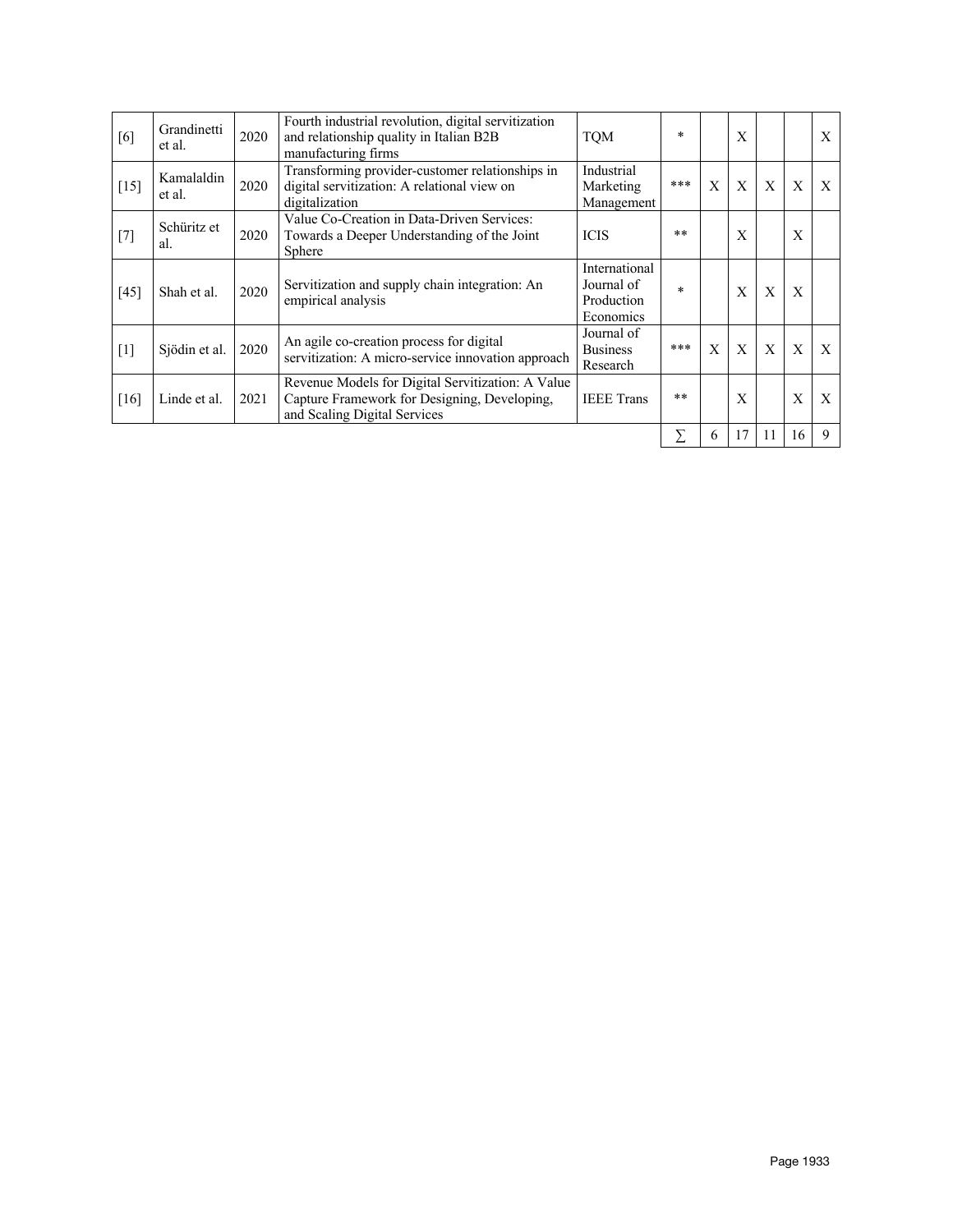| | | | | | | | | | | |
|---|---|---|---|---|---|---|---|---|---|---|
| [6] | Grandinetti et al. | 2020 | Fourth industrial revolution, digital servitization and relationship quality in Italian B2B manufacturing firms | TQM | * | | X | | | X |
| [15] | Kamalaldin et al. | 2020 | Transforming provider-customer relationships in digital servitization: A relational view on digitalization | Industrial Marketing Management | *** | X | X | X | X | X |
| [7] | Schüritz et al. | 2020 | Value Co-Creation in Data-Driven Services: Towards a Deeper Understanding of the Joint Sphere | ICIS | ** | | X | | X | |
| [45] | Shah et al. | 2020 | Servitization and supply chain integration: An empirical analysis | International Journal of Production Economics | * | | X | X | X | |
| [1] | Sjödin et al. | 2020 | An agile co-creation process for digital servitization: A micro-service innovation approach | Journal of Business Research | *** | X | X | X | X | X |
| [16] | Linde et al. | 2021 | Revenue Models for Digital Servitization: A Value Capture Framework for Designing, Developing, and Scaling Digital Services | IEEE Trans | ** | | X | | X | X |
| | | | | | ∑ | 6 | 17 | 11 | 16 | 9 |